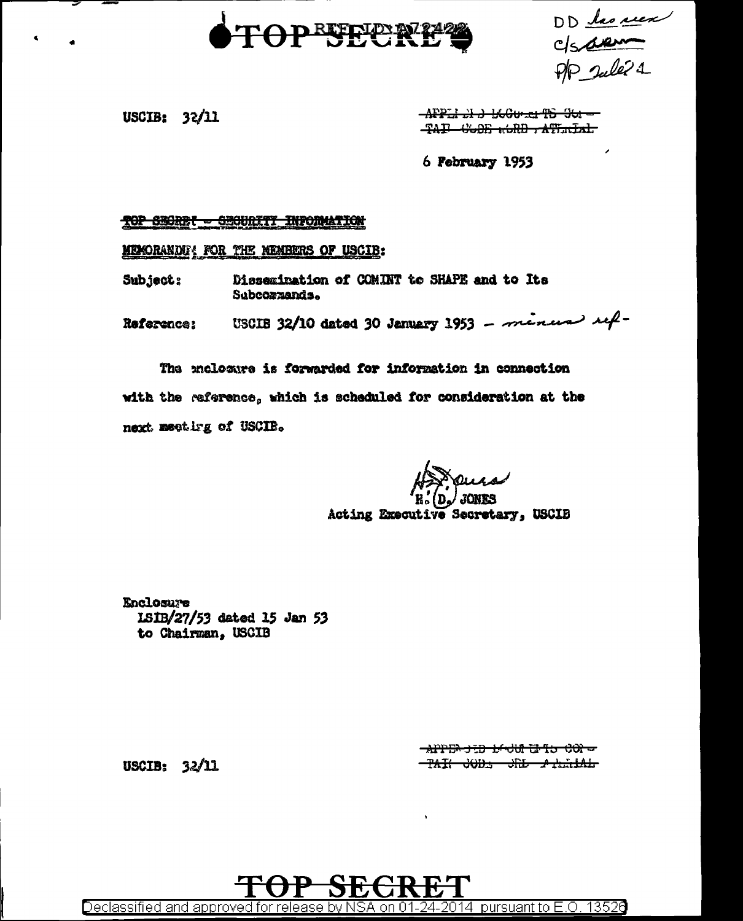TOP SECRET

DD
C/S
P/P

USCIB: 32/11

~~APPENDED DOCUMENTS CONTAIN CODE WORD MATERIAL~~

6 February 1953

~~TOP SECRET - SECURITY INFORMATION~~

MEMORANDUM FOR THE MEMBERS OF USCIB:

Subject: Dissemination of COMINT to SHAPE and to Its Subcommands.

Reference: USCIB 32/10 dated 30 January 1953 – minus ref –

The enclosure is forwarded for information in connection with the reference, which is scheduled for consideration at the next meeting of USCIB.

H. D. JONES
Acting Executive Secretary, USCIB

Enclosure
LSIB/27/53 dated 15 Jan 53
to Chairman, USCIB

USCIB: 32/11

~~APPENDED DOCUMENTS CONTAIN CODE WORD MATERIAL~~

TOP SECRET

Declassified and approved for release by NSA on 01-24-2014 pursuant to E.O. 13526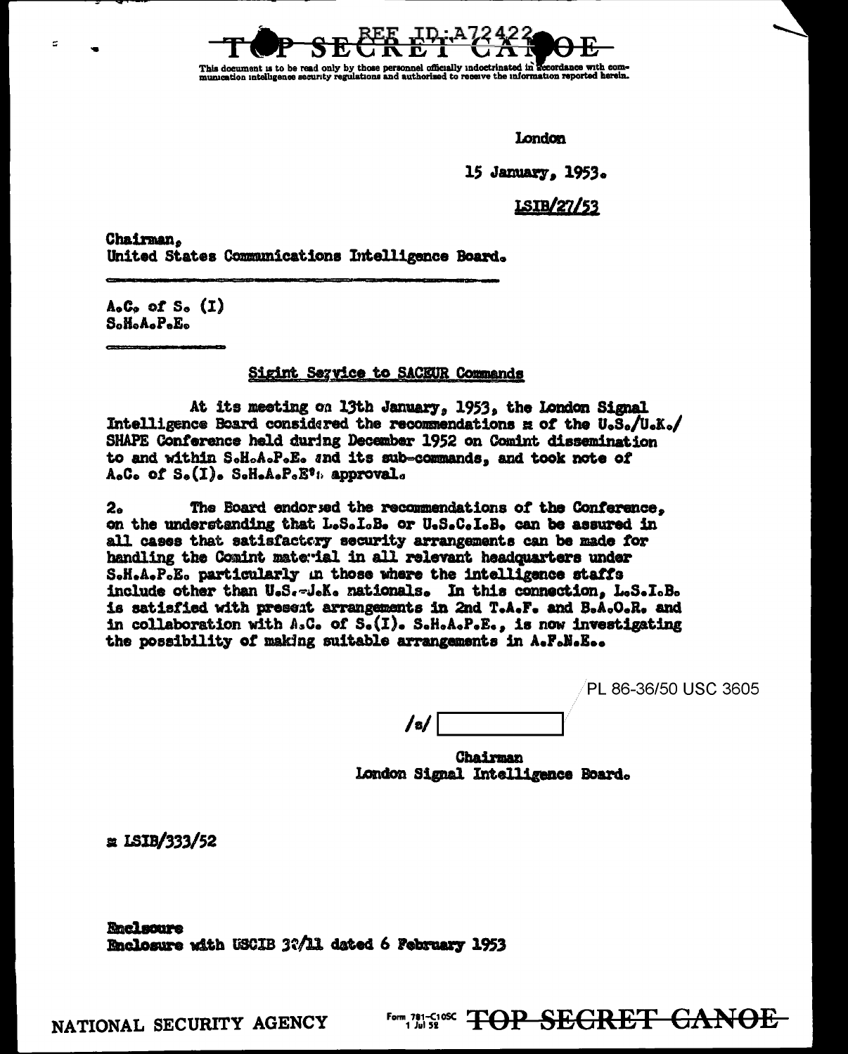TOP SECRET CANOE

REF ID:A72422

This document is to be read only by those personnel officially indoctrinated in accordance with communication intelligence security regulations and authorised to receive the information reported herein.

London

15 January, 1953.

LSIB/27/53

Chairman,
United States Communications Intelligence Board.

A.C. of S. (I)
S.H.A.P.E.

Sigint Service to SACEUR Commands

At its meeting on 13th January, 1953, the London Signal Intelligence Board considered the recommendations ж of the U.S./U.K./SHAPE Conference held during December 1952 on Comint dissemination to and within S.H.A.P.E. and its sub-commands, and took note of A.C. of S.(I). S.H.A.P.E's approval.

2. The Board endorsed the recommendations of the Conference, on the understanding that L.S.I.B. or U.S.C.I.B. can be assured in all cases that satisfactory security arrangements can be made for handling the Comint material in all relevant headquarters under S.H.A.P.E. particularly in those where the intelligence staffs include other than U.S.-U.K. nationals. In this connection, L.S.I.B. is satisfied with present arrangements in 2nd T.A.F. and B.A.O.R. and in collaboration with A.C. of S.(I). S.H.A.P.E., is now investigating the possibility of making suitable arrangements in A.F.N.E..

PL 86-36/50 USC 3605

/s/ [ ]

Chairman
London Signal Intelligence Board.

ж LSIB/333/52

Enclosure
Enclosure with USCIB 30/11 dated 6 February 1953

NATIONAL SECURITY AGENCY

Form 781-C10SC 1 Jul 52 TOP SECRET CANOE